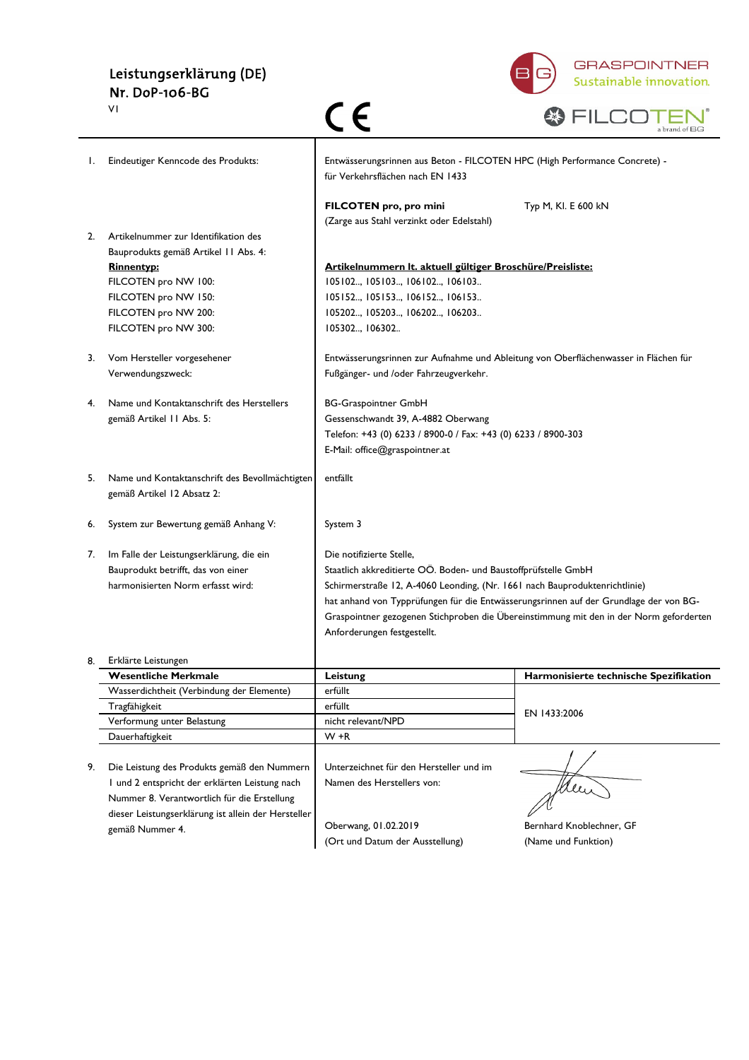# Leistungserklärung (DE)
## Nr. DoP-106-BG

V1

CE

GRASPOINTNER Sustainable innovation.

FILCOTEN® a brand of BG

| | | |
|---|---|---|
| 1. | Eindeutiger Kenncode des Produkts: | Entwässerungsrinnen aus Beton - FILCOTEN HPC (High Performance Concrete) - für Verkehrsflächen nach EN 1433<br><br>**FILCOTEN pro, pro mini** Typ M, Kl. E 600 kN<br>(Zarge aus Stahl verzinkt oder Edelstahl) |
| 2. | Artikelnummer zur Identifikation des Bauprodukts gemäß Artikel 11 Abs. 4:<br>**Rinnentyp:**<br>FILCOTEN pro NW 100:<br>FILCOTEN pro NW 150:<br>FILCOTEN pro NW 200:<br>FILCOTEN pro NW 300: | **Artikelnummern lt. aktuell gültiger Broschüre/Preisliste:**<br>105102.., 105103.., 106102.., 106103..<br>105152.., 105153.., 106152.., 106153..<br>105202.., 105203.., 106202.., 106203..<br>105302.., 106302.. |
| 3. | Vom Hersteller vorgesehener Verwendungszweck: | Entwässerungsrinnen zur Aufnahme und Ableitung von Oberflächenwasser in Flächen für Fußgänger- und /oder Fahrzeugverkehr. |
| 4. | Name und Kontaktanschrift des Herstellers gemäß Artikel 11 Abs. 5: | BG-Graspointner GmbH<br>Gessenschwandt 39, A-4882 Oberwang<br>Telefon: +43 (0) 6233 / 8900-0 / Fax: +43 (0) 6233 / 8900-303<br>E-Mail: office@graspointner.at |
| 5. | Name und Kontaktanschrift des Bevollmächtigten gemäß Artikel 12 Absatz 2: | entfällt |
| 6. | System zur Bewertung gemäß Anhang V: | System 3 |
| 7. | Im Falle der Leistungserklärung, die ein Bauprodukt betrifft, das von einer harmonisierten Norm erfasst wird: | Die notifizierte Stelle,<br>Staatlich akkreditierte OÖ. Boden- und Baustoffprüfstelle GmbH<br>Schirmerstraße 12, A-4060 Leonding, (Nr. 1661 nach Bauproduktenrichtlinie)<br>hat anhand von Typprüfungen für die Entwässerungsrinnen auf der Grundlage der von BG-Graspointner gezogenen Stichproben die Übereinstimmung mit den in der Norm geforderten Anforderungen festgestellt. |

8. Erklärte Leistungen

| Wesentliche Merkmale | Leistung | Harmonisierte technische Spezifikation |
|---|---|---|
| Wasserdichtheit (Verbindung der Elemente) | erfüllt | |
| Tragfähigkeit | erfüllt | EN 1433:2006 |
| Verformung unter Belastung | nicht relevant/NPD | |
| Dauerhaftigkeit | W +R | |

9. Die Leistung des Produkts gemäß den Nummern 1 und 2 entspricht der erklärten Leistung nach Nummer 8. Verantwortlich für die Erstellung dieser Leistungserklärung ist allein der Hersteller gemäß Nummer 4.

Unterzeichnet für den Hersteller und im Namen des Herstellers von:

Oberwang, 01.02.2019
(Ort und Datum der Ausstellung)

Bernhard Knoblechner, GF
(Name und Funktion)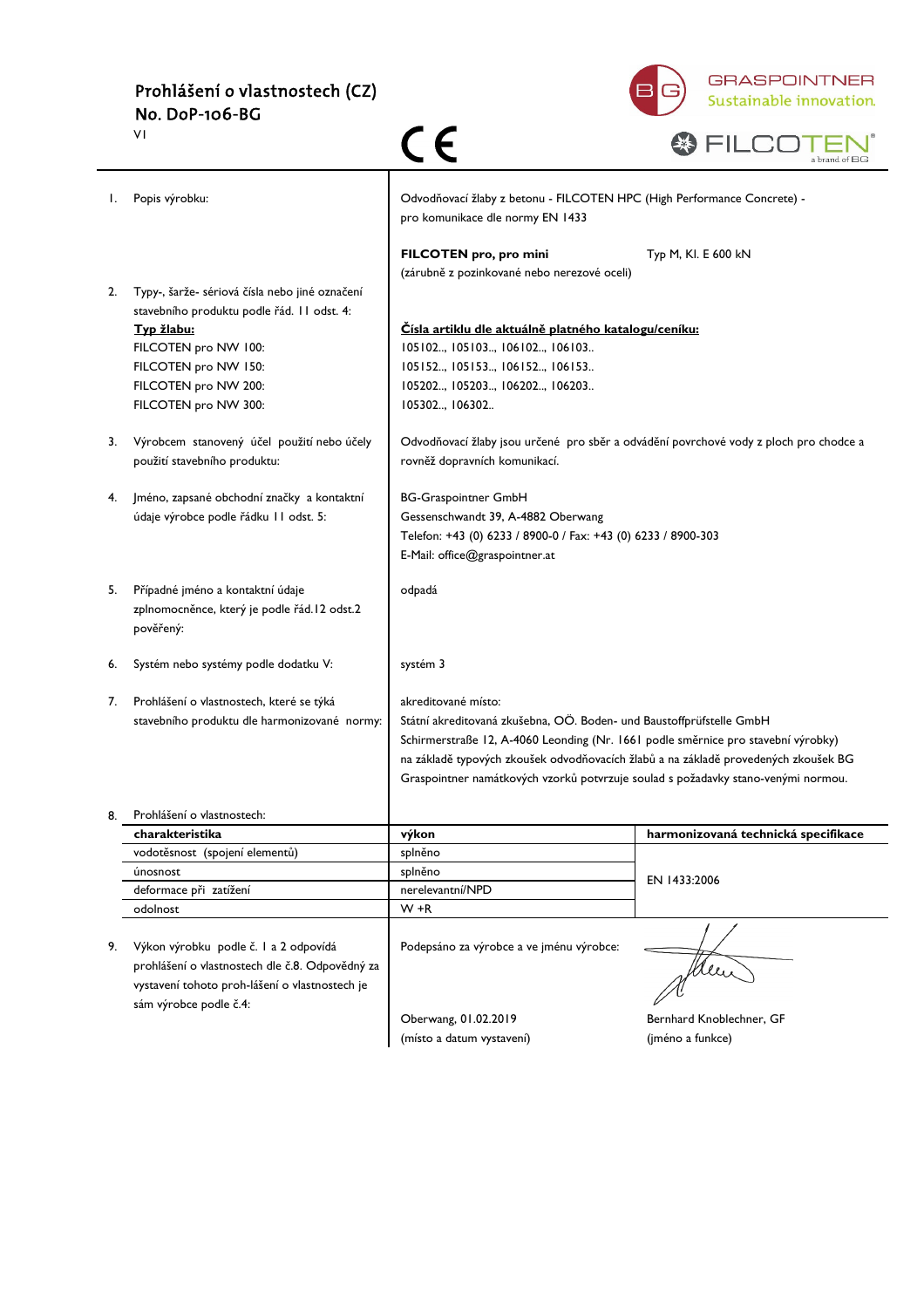# Prohlášení o vlastnostech (CZ)
## No. DoP-106-BG

V1

CE

GRASPOINTNER Sustainable innovation.

FILCOTEN® a brand of BG

1. Popis výrobku:

   Odvodňovací žlaby z betonu - FILCOTEN HPC (High Performance Concrete) - pro komunikace dle normy EN 1433

   **FILCOTEN pro, pro mini** — Typ M, Kl. E 600 kN
   (zárubně z pozinkované nebo nerezové oceli)

2. Typy-, šarže- sériová čísla nebo jiné označení stavebního produktu podle řád. 11 odst. 4:

| **Typ žlabu:** | **Čísla artiklu dle aktuálně platného katalogu/ceníku:** |
|---|---|
| FILCOTEN pro NW 100: | 105102.., 105103.., 106102.., 106103.. |
| FILCOTEN pro NW 150: | 105152.., 105153.., 106152.., 106153.. |
| FILCOTEN pro NW 200: | 105202.., 105203.., 106202.., 106203.. |
| FILCOTEN pro NW 300: | 105302.., 106302.. |

3. Výrobcem stanovený účel použití nebo účely použití stavebního produktu:

   Odvodňovací žlaby jsou určené pro sběr a odvádění povrchové vody z ploch pro chodce a rovněž dopravních komunikací.

4. Jméno, zapsané obchodní značky a kontaktní údaje výrobce podle řádku 11 odst. 5:

   BG-Graspointner GmbH
   Gessenschwandt 39, A-4882 Oberwang
   Telefon: +43 (0) 6233 / 8900-0 / Fax: +43 (0) 6233 / 8900-303
   E-Mail: office@graspointner.at

5. Případné jméno a kontaktní údaje zplnomocněnce, který je podle řád.12 odst.2 pověřený:

   odpadá

6. Systém nebo systémy podle dodatku V:

   systém 3

7. Prohlášení o vlastnostech, které se týká stavebního produktu dle harmonizované normy:

   akreditované místo:
   Státní akreditovaná zkušebna, OÖ. Boden- und Baustoffprüfstelle GmbH
   Schirmerstraße 12, A-4060 Leonding (Nr. 1661 podle směrnice pro stavební výrobky)
   na základě typových zkoušek odvodňovacích žlabů a na základě provedených zkoušek BG Graspointner namátkových vzorků potvrzuje soulad s požadavky stano-venými normou.

8. Prohlášení o vlastnostech:

| **charakteristika** | **výkon** | **harmonizovaná technická specifikace** |
|---|---|---|
| vodotěsnost (spojení elementů) | splněno | |
| únosnost | splněno | EN 1433:2006 |
| deformace při zatížení | nerelevantní/NPD | |
| odolnost | W +R | |

9. Výkon výrobku podle č. 1 a 2 odpovídá prohlášení o vlastnostech dle č.8. Odpovědný za vystavení tohoto proh-lášení o vlastnostech je sám výrobce podle č.4:

   Podepsáno za výrobce a ve jménu výrobce:

   Oberwang, 01.02.2019 — Bernhard Knoblechner, GF
   (místo a datum vystavení) — (jméno a funkce)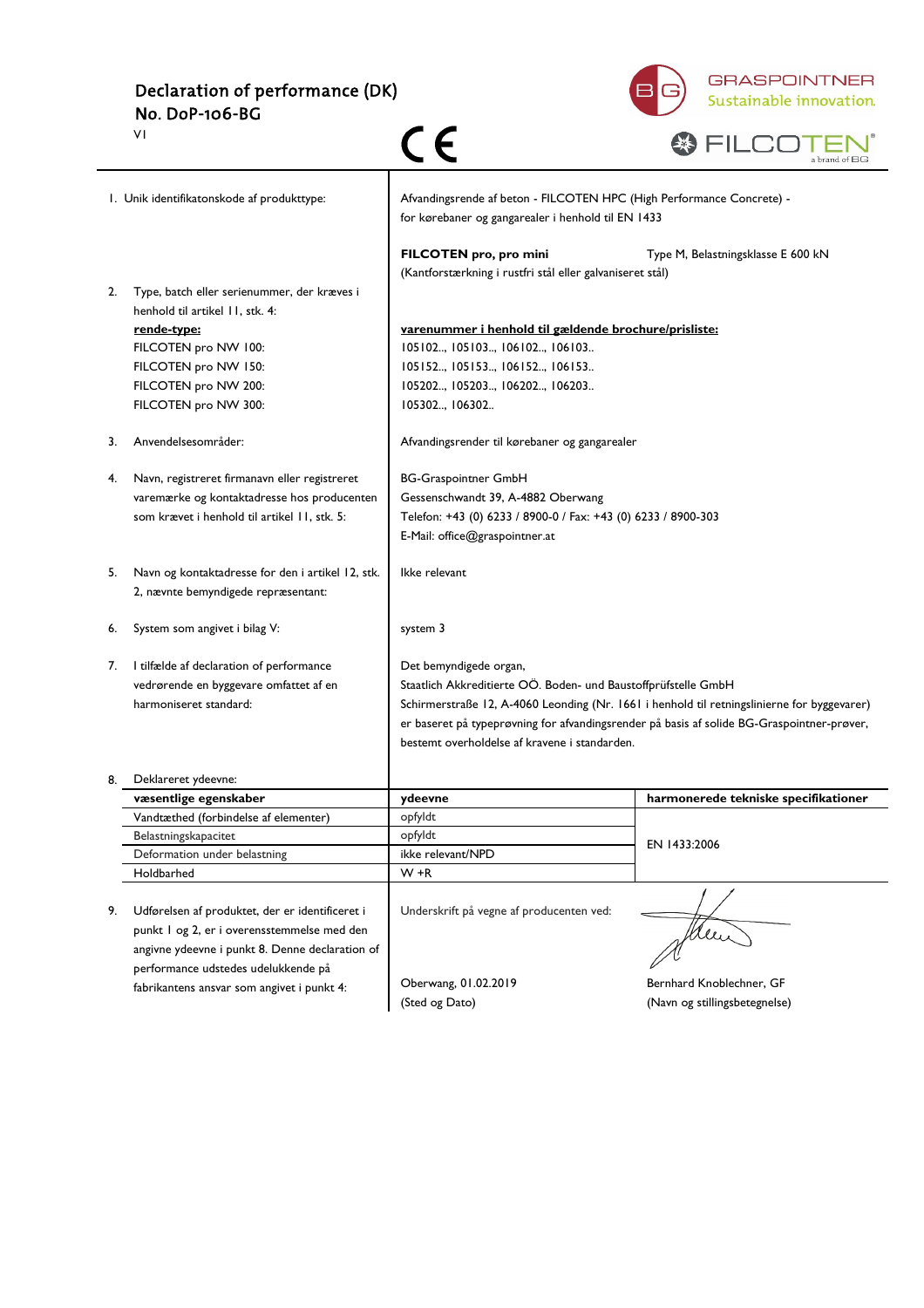# Declaration of performance (DK)
## No. DoP-106-BG

V1

CE

GRASPOINTNER
Sustainable innovation.

FILCOTEN®
a brand of BG

| | |
|---|---|
| 1. Unik identifikatonskode af produkttype: | Afvandingsrende af beton - FILCOTEN HPC (High Performance Concrete) - for kørebaner og gangarealer i henhold til EN 1433<br><br>**FILCOTEN pro, pro mini** Type M, Belastningsklasse E 600 kN<br>(Kantforstærkning i rustfri stål eller galvaniseret stål) |
| 2. Type, batch eller serienummer, der kræves i henhold til artikel 11, stk. 4:<br>**rende-type:**<br>FILCOTEN pro NW 100:<br>FILCOTEN pro NW 150:<br>FILCOTEN pro NW 200:<br>FILCOTEN pro NW 300: | **varenummer i henhold til gældende brochure/prisliste:**<br>105102.., 105103.., 106102.., 106103..<br>105152.., 105153.., 106152.., 106153..<br>105202.., 105203.., 106202.., 106203..<br>105302.., 106302.. |
| 3. Anvendelsesområder: | Afvandingsrender til kørebaner og gangarealer |
| 4. Navn, registreret firmanavn eller registreret varemærke og kontaktadresse hos producenten som krævet i henhold til artikel 11, stk. 5: | BG-Graspointner GmbH<br>Gessenschwandt 39, A-4882 Oberwang<br>Telefon: +43 (0) 6233 / 8900-0 / Fax: +43 (0) 6233 / 8900-303<br>E-Mail: office@graspointner.at |
| 5. Navn og kontaktadresse for den i artikel 12, stk. 2, nævnte bemyndigede repræsentant: | Ikke relevant |
| 6. System som angivet i bilag V: | system 3 |
| 7. I tilfælde af declaration of performance vedrørende en byggevare omfattet af en harmoniseret standard: | Det bemyndigede organ,<br>Staatlich Akkreditierte OÖ. Boden- und Baustoffprüfstelle GmbH<br>Schirmerstraße 12, A-4060 Leonding (Nr. 1661 i henhold til retningslinierne for byggevarer)<br>er baseret på typeprøvning for afvandingsrender på basis af solide BG-Graspointner-prøver, bestemt overholdelse af kravene i standarden. |

8. Deklareret ydeevne:

| væsentlige egenskaber | ydeevne | harmonerede tekniske specifikationer |
|---|---|---|
| Vandtæthed (forbindelse af elementer) | opfyldt | EN 1433:2006 |
| Belastningskapacitet | opfyldt | |
| Deformation under belastning | ikke relevant/NPD | |
| Holdbarhed | W +R | |

9. Udførelsen af produktet, der er identificeret i punkt 1 og 2, er i overensstemmelse med den angivne ydeevne i punkt 8. Denne declaration of performance udstedes udelukkende på fabrikantens ansvar som angivet i punkt 4:

Underskrift på vegne af producenten ved:

Oberwang, 01.02.2019
(Sted og Dato)

Bernhard Knoblechner, GF
(Navn og stillingsbetegnelse)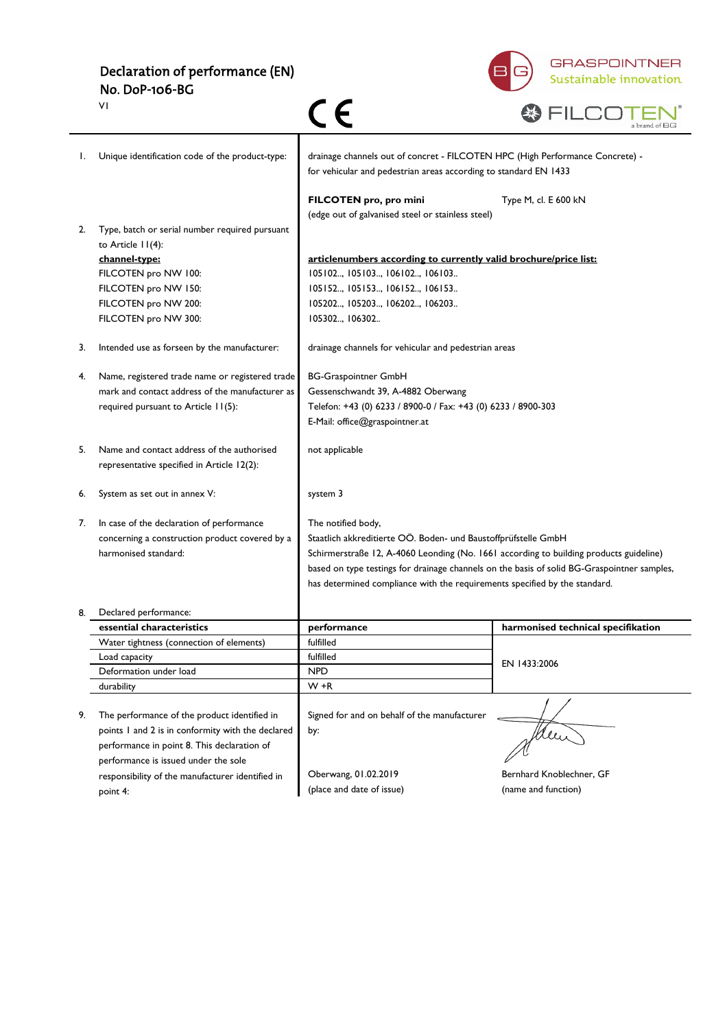# Declaration of performance (EN)
## No. DoP-106-BG

V1

CE

GRASPOINTNER Sustainable innovation.

FILCOTEN® a brand of BG

1. Unique identification code of the product-type:

drainage channels out of concrete - FILCOTEN HPC (High Performance Concrete) - for vehicular and pedestrian areas according to standard EN 1433

**FILCOTEN pro, pro mini** Type M, cl. E 600 kN
(edge out of galvanised steel or stainless steel)

2. Type, batch or serial number required pursuant to Article 11(4):

| **channel-type:** | **articlenumbers according to currently valid brochure/price list:** |
|---|---|
| FILCOTEN pro NW 100: | 105102.., 105103.., 106102.., 106103.. |
| FILCOTEN pro NW 150: | 105152.., 105153.., 106152.., 106153.. |
| FILCOTEN pro NW 200: | 105202.., 105203.., 106202.., 106203.. |
| FILCOTEN pro NW 300: | 105302.., 106302.. |

3. Intended use as forseen by the manufacturer:

drainage channels for vehicular and pedestrian areas

4. Name, registered trade name or registered trade mark and contact address of the manufacturer as required pursuant to Article 11(5):

BG-Graspointner GmbH
Gessenschwandt 39, A-4882 Oberwang
Telefon: +43 (0) 6233 / 8900-0 / Fax: +43 (0) 6233 / 8900-303
E-Mail: office@graspointner.at

5. Name and contact address of the authorised representative specified in Article 12(2):

not applicable

6. System as set out in annex V:

system 3

7. In case of the declaration of performance concerning a construction product covered by a harmonised standard:

The notified body,
Staatlich akkreditierte OÖ. Boden- und Baustoffprüfstelle GmbH
Schirmerstraße 12, A-4060 Leonding (No. 1661 according to building products guideline)
based on type testings for drainage channels on the basis of solid BG-Graspointner samples, has determined compliance with the requirements specified by the standard.

8. Declared performance:

| essential characteristics | performance | harmonised technical specifikation |
|---|---|---|
| Water tightness (connection of elements) | fulfilled | EN 1433:2006 |
| Load capacity | fulfilled | |
| Deformation under load | NPD | |
| durability | W +R | |

9. The performance of the product identified in points 1 and 2 is in conformity with the declared performance in point 8. This declaration of performance is issued under the sole responsibility of the manufacturer identified in point 4:

Signed for and on behalf of the manufacturer by:

Oberwang, 01.02.2019
(place and date of issue)

Bernhard Knoblechner, GF
(name and function)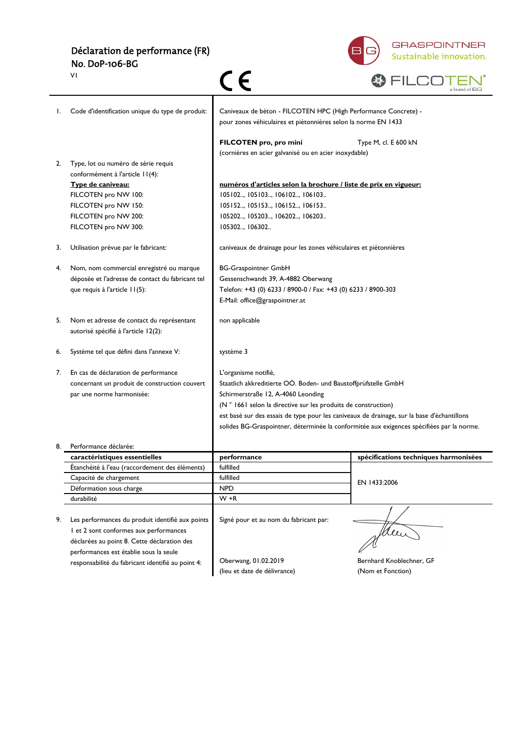# Déclaration de performance (FR)
## No. DoP-106-BG

V1

CE

GRASPOINTNER Sustainable innovation.

FILCOTEN® a brand of BG

1. Code d'identification unique du type de produit:

   Caniveaux de béton - FILCOTEN HPC (High Performance Concrete) - pour zones véhiculaires et piétonnières selon la norme EN 1433

   **FILCOTEN pro, pro mini** Type M, cl. E 600 kN
   (cornières en acier galvanisé ou en acier inoxydable)

2. Type, lot ou numéro de série requis conformément à l'article 11(4):

| **Type de caniveau:** | **numéros d'articles selon la brochure / liste de prix en vigueur:** |
|---|---|
| FILCOTEN pro NW 100: | 105102.., 105103.., 106102.., 106103.. |
| FILCOTEN pro NW 150: | 105152.., 105153.., 106152.., 106153.. |
| FILCOTEN pro NW 200: | 105202.., 105203.., 106202.., 106203.. |
| FILCOTEN pro NW 300: | 105302.., 106302.. |

3. Utilisation prévue par le fabricant:

   caniveaux de drainage pour les zones véhiculaires et piétonnières

4. Nom, nom commercial enregistré ou marque déposée et l'adresse de contact du fabricant tel que requis à l'article 11(5):

   BG-Graspointner GmbH
   Gessenschwandt 39, A-4882 Oberwang
   Telefon: +43 (0) 6233 / 8900-0 / Fax: +43 (0) 6233 / 8900-303
   E-Mail: office@graspointner.at

5. Nom et adresse de contact du représentant autorisé spécifié à l'article 12(2):

   non applicable

6. Système tel que défini dans l'annexe V:

   système 3

7. En cas de déclaration de performance concernant un produit de construction couvert par une norme harmonisée:

   L'organisme notifié,
   Staatlich akkreditierte OÖ. Boden- und Baustoffprüfstelle GmbH
   Schirmerstraße 12, A-4060 Leonding
   (N ° 1661 selon la directive sur les produits de construction)
   est basé sur des essais de type pour les caniveaux de drainage, sur la base d'échantillons solides BG-Graspointner, déterminée la conformitée aux exigences spécifiées par la norme.

8. Performance déclarée:

| caractéristiques essentielles | performance | spécifications techniques harmonisées |
|---|---|---|
| Étanchéité à l'eau (raccordement des éléments) | fulfilled | EN 1433:2006 |
| Capacité de chargement | fulfilled | |
| Déformation sous charge | NPD | |
| durabilité | W +R | |

9. Les performances du produit identifié aux points 1 et 2 sont conformes aux performances déclarées au point 8. Cette déclaration des performances est établie sous la seule responsabilité du fabricant identifié au point 4:

   Signé pour et au nom du fabricant par:

   Oberwang, 01.02.2019
   (lieu et date de délivrance)

   Bernhard Knoblechner, GF
   (Nom et Fonction)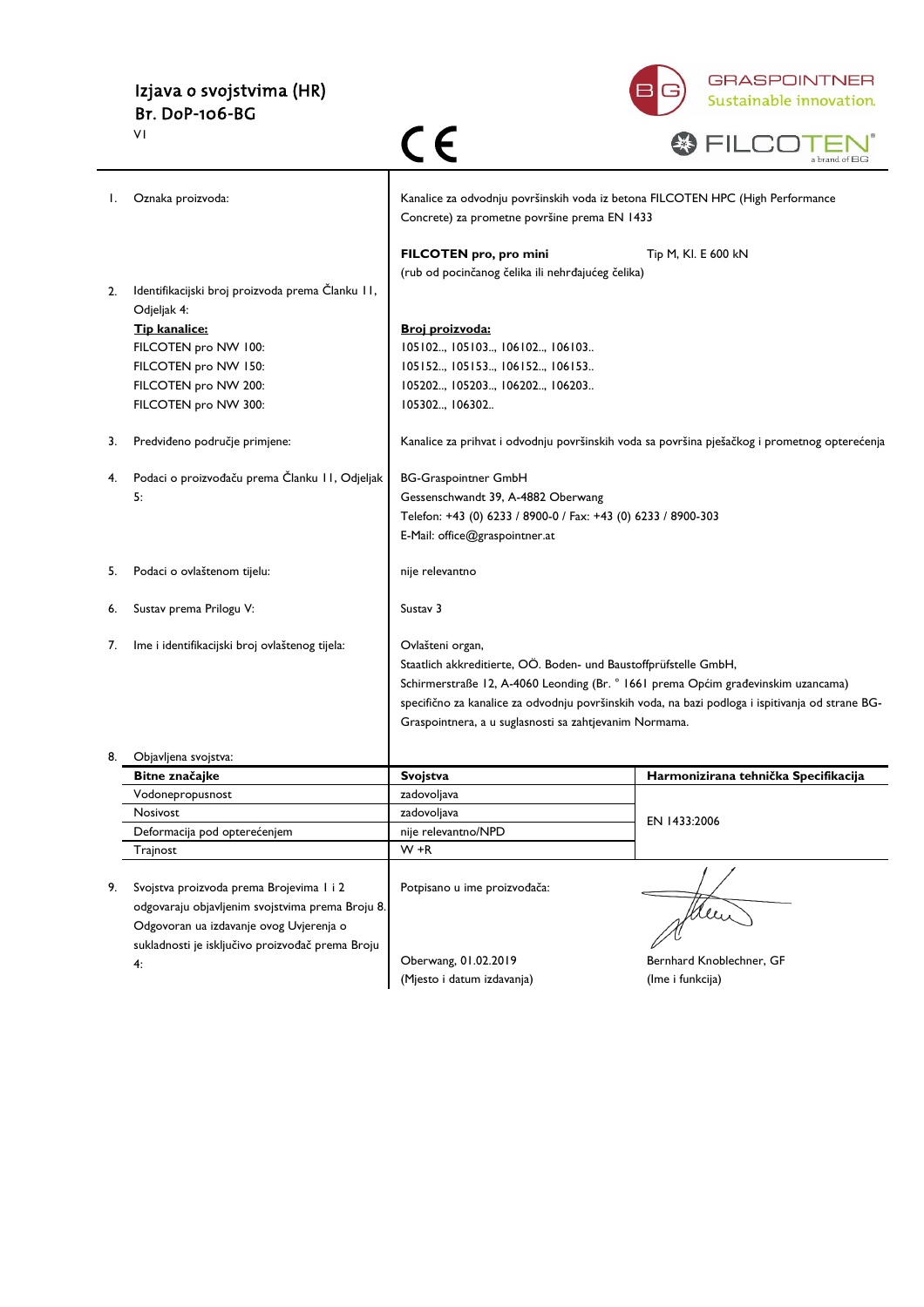# Izjava o svojstvima (HR)
## Br. DoP-106-BG

VI

GRASPOINTNER
Sustainable innovation.

FILCOTEN®
a brand of BG

| | | |
|---|---|---|
| 1. | Oznaka proizvoda: | Kanalice za odvodnju površinskih voda iz betona FILCOTEN HPC (High Performance Concrete) za prometne površine prema EN 1433<br><br>**FILCOTEN pro, pro mini** Tip M, Kl. E 600 kN<br>(rub od pocinčanog čelika ili nehrđajućeg čelika) |
| 2. | Identifikacijski broj proizvoda prema Članku 11, Odjeljak 4:<br>**Tip kanalice:**<br>FILCOTEN pro NW 100:<br>FILCOTEN pro NW 150:<br>FILCOTEN pro NW 200:<br>FILCOTEN pro NW 300: | <br><br>**Broj proizvoda:**<br>105102.., 105103.., 106102.., 106103..<br>105152.., 105153.., 106152.., 106153..<br>105202.., 105203.., 106202.., 106203..<br>105302.., 106302.. |
| 3. | Predviđeno područje primjene: | Kanalice za prihvat i odvodnju površinskih voda sa površina pješačkog i prometnog opterećenja |
| 4. | Podaci o proizvođaču prema Članku 11, Odjeljak 5: | BG-Graspointner GmbH<br>Gessenschwandt 39, A-4882 Oberwang<br>Telefon: +43 (0) 6233 / 8900-0 / Fax: +43 (0) 6233 / 8900-303<br>E-Mail: office@graspointner.at |
| 5. | Podaci o ovlaštenom tijelu: | nije relevantno |
| 6. | Sustav prema Prilogu V: | Sustav 3 |
| 7. | Ime i identifikacijski broj ovlaštenog tijela: | Ovlašteni organ,<br>Staatlich akkreditierte, OÖ. Boden- und Baustoffprüfstelle GmbH,<br>Schirmerstraße 12, A-4060 Leonding (Br. ° 1661 prema Općim građevinskim uzancama)<br>specifično za kanalice za odvodnju površinskih voda, na bazi podloga i ispitivanja od strane BG-Graspointnera, a u suglasnosti sa zahtjevanim Normama. |

8. Objavljena svojstva:

| Bitne značajke | Svojstva | Harmonizirana tehnička Specifikacija |
|---|---|---|
| Vodonepropusnost | zadovoljava | EN 1433:2006 |
| Nosivost | zadovoljava | |
| Deformacija pod opterećenjem | nije relevantno/NPD | |
| Trajnost | W +R | |

| | | | |
|---|---|---|---|
| 9. | Svojstva proizvoda prema Brojevima 1 i 2 odgovaraju objavljenim svojstvima prema Broju 8. Odgovoran ua izdavanje ovog Uvjerenja o sukladnosti je isključivo proizvođač prema Broju 4: | Potpisano u ime proizvođača:<br><br>Oberwang, 01.02.2019<br>(Mjesto i datum izdavanja) | Bernhard Knoblechner, GF<br>(Ime i funkcija) |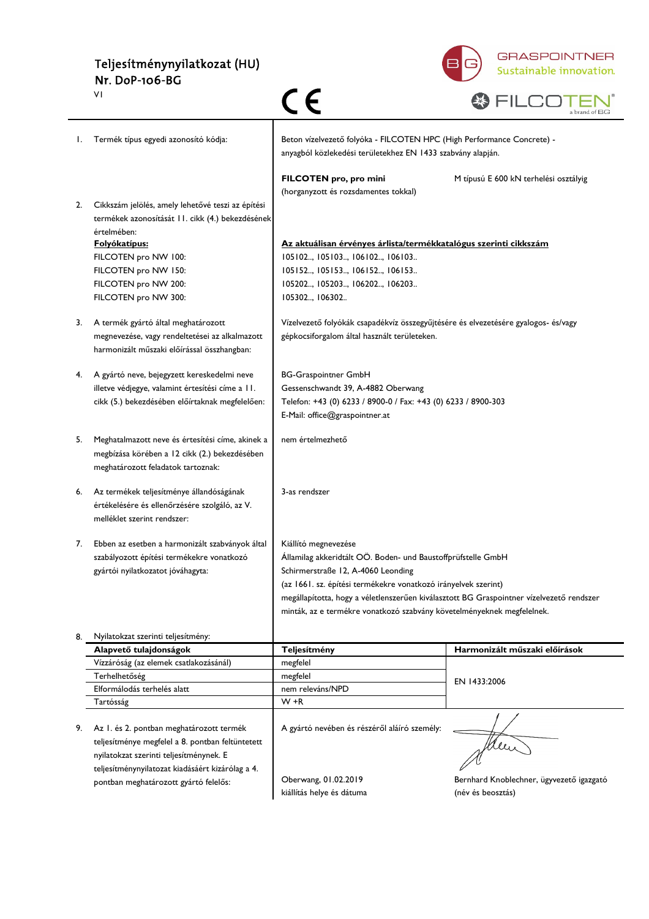# Teljesítménynyilatkozat (HU)

## Nr. DoP-106-BG

VI

CE

GRASPOINTNER Sustainable innovation.

FILCOTEN® a brand of BG

1. Termék típus egyedi azonosító kódja:

   Beton vízelvezető folyóka - FILCOTEN HPC (High Performance Concrete) - anyagból közlekedési területekhez EN 1433 szabvány alapján.

   **FILCOTEN pro, pro mini** (horganyzott és rozsdamentes tokkal) — M típusú E 600 kN terhelési osztályig

2. Cikkszám jelölés, amely lehetővé teszi az építési termékek azonosítását 11. cikk (4.) bekezdésének értelmében:

| **Folyókatípus:** | **Az aktuálisan érvényes árlista/termékkatalógus szerinti cikkszám** |
|---|---|
| FILCOTEN pro NW 100: | 105102.., 105103.., 106102.., 106103.. |
| FILCOTEN pro NW 150: | 105152.., 105153.., 106152.., 106153.. |
| FILCOTEN pro NW 200: | 105202.., 105203.., 106202.., 106203.. |
| FILCOTEN pro NW 300: | 105302.., 106302.. |

3. A termék gyártó által meghatározott megnevezése, vagy rendeltetései az alkalmazott harmonizált műszaki előírással összhangban:

   Vízelvezető folyókák csapadékvíz összegyűjtésére és elvezetésére gyalogos- és/vagy gépkocsiforgalom által használt területeken.

4. A gyártó neve, bejegyzett kereskedelmi neve illetve védjegye, valamint értesítési címe a 11. cikk (5.) bekezdésében előírtaknak megfelelően:

   BG-Graspointner GmbH
   Gessenschwandt 39, A-4882 Oberwang
   Telefon: +43 (0) 6233 / 8900-0 / Fax: +43 (0) 6233 / 8900-303
   E-Mail: office@graspointner.at

5. Meghatalmazott neve és értesítési címe, akinek a megbízása körében a 12 cikk (2.) bekezdésében meghatározott feladatok tartoznak:

   nem értelmezhető

6. Az termékek teljesítménye állandóságának értékelésére és ellenőrzésére szolgáló, az V. melléklet szerint rendszer:

   3-as rendszer

7. Ebben az esetben a harmonizált szabványok által szabályozott építési termékekre vonatkozó gyártói nyilatkozatot jóváhagyta:

   Kiállító megnevezése
   Államilag akkeridtált OÖ. Boden- und Baustoffprüfstelle GmbH
   Schirmerstraße 12, A-4060 Leonding
   (az 1661. sz. építési termékekre vonatkozó irányelvek szerint)
   megállapította, hogy a véletlenszerűen kiválasztott BG Graspointner vízelvezető rendszer minták, az e termékre vonatkozó szabvány követelményeknek megfelelnek.

8. Nyilatkozat szerinti teljesítmény:

| **Alapvető tulajdonságok** | **Teljesítmény** | **Harmonizált műszaki előírások** |
|---|---|---|
| Vízzáróság (az elemek csatlakozásánál) | megfelel | EN 1433:2006 |
| Terhelhetőség | megfelel | |
| Elformálodás terhelés alatt | nem releváns/NPD | |
| Tartósság | W +R | |

9. Az 1. és 2. pontban meghatározott termék teljesítménye megfelel a 8. pontban feltüntetett nyilatkozat szerinti teljesítménynek. E teljesítménynyilatozat kiadásáért kizárólag a 4. pontban meghatározott gyártó felelős:

   A gyártó nevében és részéről aláíró személy:

   Oberwang, 01.02.2019
   kiállítás helye és dátuma

   Bernhard Knoblechner, ügyvezető igazgató
   (név és beosztás)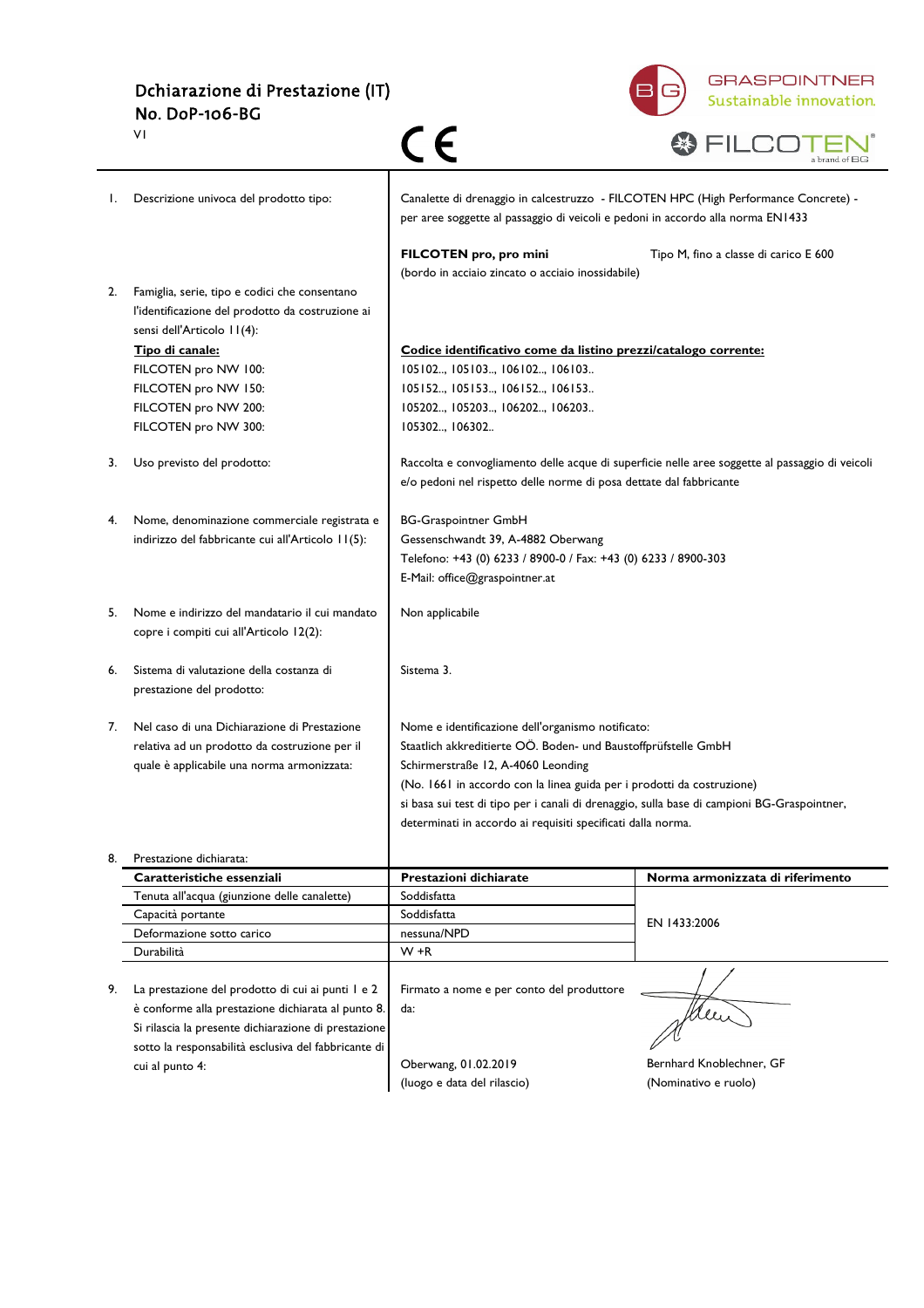# Dchiarazione di Prestazione (IT)

## No. DoP-106-BG

V1

CE

GRASPOINTNER Sustainable innovation.

FILCOTEN® a brand of BG

1. Descrizione univoca del prodotto tipo:

   Canalette di drenaggio in calcestruzzo - FILCOTEN HPC (High Performance Concrete) - per aree soggette al passaggio di veicoli e pedoni in accordo alla norma EN1433

   **FILCOTEN pro, pro mini** — Tipo M, fino a classe di carico E 600
   (bordo in acciaio zincato o acciaio inossidabile)

2. Famiglia, serie, tipo e codici che consentano l'identificazione del prodotto da costruzione ai sensi dell'Articolo 11(4):

| **Tipo di canale:** | **Codice identificativo come da listino prezzi/catalogo corrente:** |
|---|---|
| FILCOTEN pro NW 100: | 105102.., 105103.., 106102.., 106103.. |
| FILCOTEN pro NW 150: | 105152.., 105153.., 106152.., 106153.. |
| FILCOTEN pro NW 200: | 105202.., 105203.., 106202.., 106203.. |
| FILCOTEN pro NW 300: | 105302.., 106302.. |

3. Uso previsto del prodotto:

   Raccolta e convogliamento delle acque di superficie nelle aree soggette al passaggio di veicoli e/o pedoni nel rispetto delle norme di posa dettate dal fabbricante

4. Nome, denominazione commerciale registrata e indirizzo del fabbricante cui all'Articolo 11(5):

   BG-Graspointner GmbH
   Gessenschwandt 39, A-4882 Oberwang
   Telefono: +43 (0) 6233 / 8900-0 / Fax: +43 (0) 6233 / 8900-303
   E-Mail: office@graspointner.at

5. Nome e indirizzo del mandatario il cui mandato copre i compiti cui all'Articolo 12(2):

   Non applicabile

6. Sistema di valutazione della costanza di prestazione del prodotto:

   Sistema 3.

7. Nel caso di una Dichiarazione di Prestazione relativa ad un prodotto da costruzione per il quale è applicabile una norma armonizzata:

   Nome e identificazione dell'organismo notificato:
   Staatlich akkreditierte OÖ. Boden- und Baustoffprüfstelle GmbH
   Schirmerstraße 12, A-4060 Leonding
   (No. 1661 in accordo con la linea guida per i prodotti da costruzione)
   si basa sui test di tipo per i canali di drenaggio, sulla base di campioni BG-Graspointner, determinati in accordo ai requisiti specificati dalla norma.

8. Prestazione dichiarata:

| **Caratteristiche essenziali** | **Prestazioni dichiarate** | **Norma armonizzata di riferimento** |
|---|---|---|
| Tenuta all'acqua (giunzione delle canalette) | Soddisfatta | EN 1433:2006 |
| Capacità portante | Soddisfatta | |
| Deformazione sotto carico | nessuna/NPD | |
| Durabilità | W +R | |

9. La prestazione del prodotto di cui ai punti 1 e 2 è conforme alla prestazione dichiarata al punto 8. Si rilascia la presente dichiarazione di prestazione sotto la responsabilità esclusiva del fabbricante di cui al punto 4:

   Firmato a nome e per conto del produttore da:

   Oberwang, 01.02.2019 — Bernhard Knoblechner, GF
   (luogo e data del rilascio) — (Nominativo e ruolo)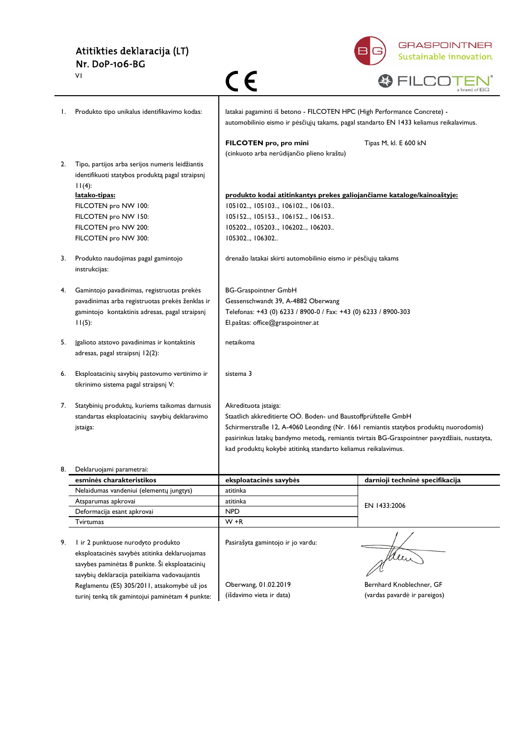# Atitikties deklaracija (LT)

## Nr. DoP-106-BG

V1

CE

GRASPOINTNER
Sustainable innovation.

FILCOTEN® a brand of BG

1. Produkto tipo unikalus identifikavimo kodas:

latakai pagaminti iš betono - FILCOTEN HPC (High Performance Concrete) - automobilinio eismo ir pėsčiųjų takams, pagal standarto EN 1433 keliamus reikalavimus.

**FILCOTEN pro, pro mini** (cinkuoto arba nerūdijančio plieno kraštu) — Tipas M, kl. E 600 kN

2. Tipo, partijos arba serijos numeris leidžiantis identifikuoti statybos produktą pagal straipsnį 11(4):

| **latako-tipas:** | **produkto kodai atitinkantys prekes galiojančiame kataloge/kainoraštyje:** |
|---|---|
| FILCOTEN pro NW 100: | 105102.., 105103.., 106102.., 106103.. |
| FILCOTEN pro NW 150: | 105152.., 105153.., 106152.., 106153.. |
| FILCOTEN pro NW 200: | 105202.., 105203.., 106202.., 106203.. |
| FILCOTEN pro NW 300: | 105302.., 106302.. |

3. Produkto naudojimas pagal gamintojo instrukcijas:

drenažo latakai skirti automobilinio eismo ir pėsčiųjų takams

4. Gamintojo pavadinimas, registruotas prekės pavadinimas arba registruotas prekės ženklas ir gamintojo kontaktinis adresas, pagal straipsnį 11(5):

BG-Graspointner GmbH
Gessenschwandt 39, A-4882 Oberwang
Telefonas: +43 (0) 6233 / 8900-0 / Fax: +43 (0) 6233 / 8900-303
El.paštas: office@graspointner.at

5. Įgalioto atstovo pavadinimas ir kontaktinis adresas, pagal straipsnį 12(2):

netaikoma

6. Eksploatacinių savybių pastovumo vertinimo ir tikrinimo sistema pagal straipsnį V:

sistema 3

7. Statybinių produktų, kuriems taikomas darnusis standartas eksploatacinių savybių deklaravimo įstaiga:

Akredituota įstaiga:
Staatlich akkreditierte OÖ. Boden- und Baustoffprüfstelle GmbH
Schirmerstraße 12, A-4060 Leonding (Nr. 1661 remiantis statybos produktų nuorodomis) pasirinkus latakų bandymo metodą, remiantis tvirtais BG-Graspointner pavyzdžiais, nustatyta, kad produktų kokybė atitinką standarto keliamus reikalavimus.

8. Deklaruojami parametrai:

| esminės charakteristikos | eksploatacinės savybės | darnioji techninė specifikacija |
|---|---|---|
| Nelaidumas vandeniui (elementų jungtys) | atitinka | EN 1433:2006 |
| Atsparumas apkrovai | atitinka | |
| Deformacija esant apkrovai | NPD | |
| Tvirtumas | W +R | |

9. 1 ir 2 punktuose nurodyto produkto eksploatacinės savybės atitinka deklaruojamas savybes paminėtas 8 punkte. Ši eksploatacinių savybių deklaracija pateikiama vadovaujantis Reglamentu (ES) 305/2011, atsakomybė už jos turinį tenką tik gamintojui paminėtam 4 punkte:

Pasirašyta gamintojo ir jo vardu:

Oberwang, 01.02.2019
(išdavimo vieta ir data)

Bernhard Knoblechner, GF
(vardas pavardė ir pareigos)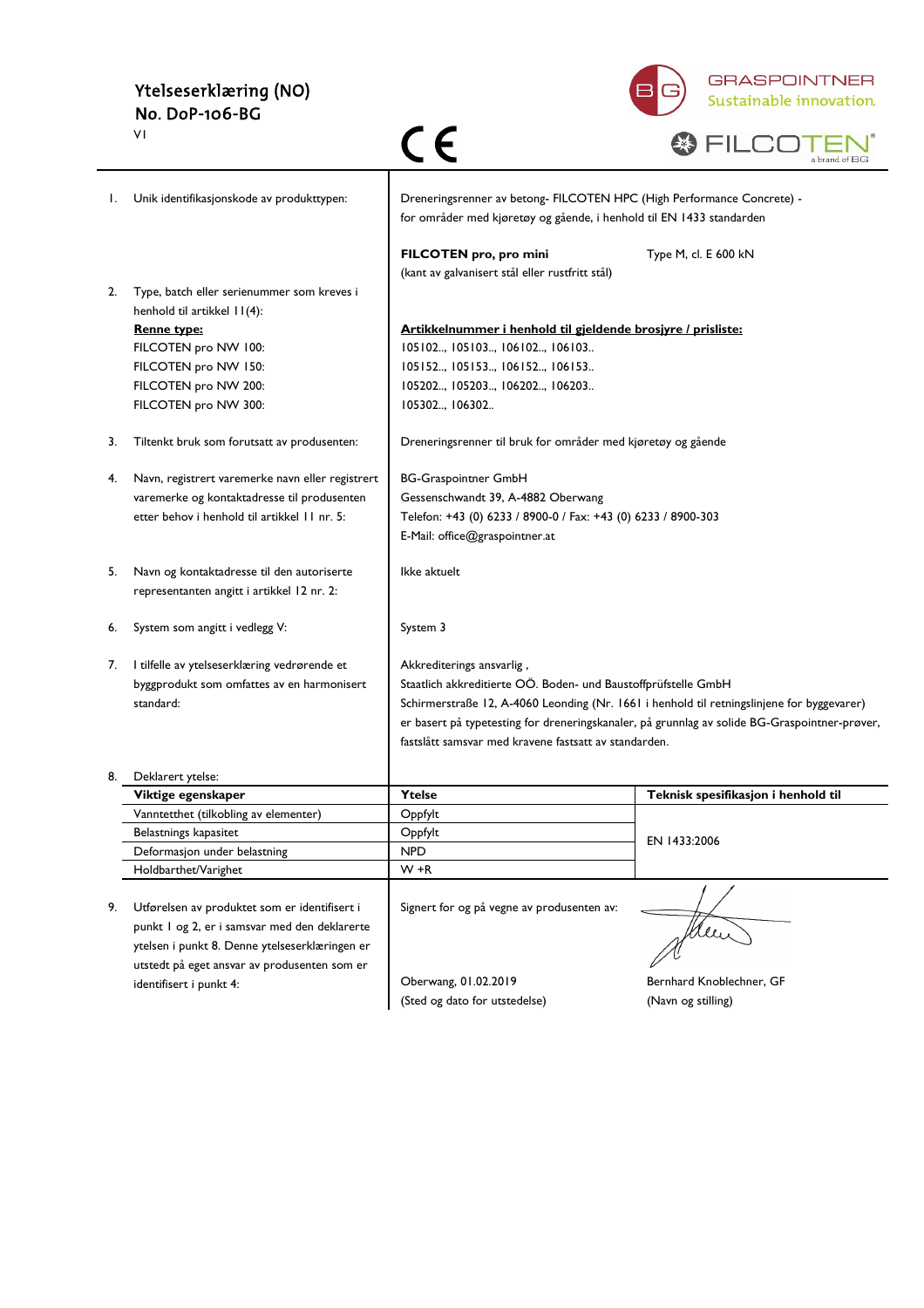# Ytelseserklæring (NO)
## No. DoP-106-BG
V1

CE

GRASPOINTNER Sustainable innovation.
FILCOTEN® a brand of BG

| | | | |
|---|---|---|---|
| 1. | Unik identifikasjonskode av produkttypen: | Dreneringsrenner av betong- FILCOTEN HPC (High Performance Concrete) - for områder med kjøretøy og gående, i henhold til EN 1433 standarden<br><br>**FILCOTEN pro, pro mini** (kant av galvanisert stål eller rustfritt stål) | Type M, cl. E 600 kN |
| 2. | Type, batch eller serienummer som kreves i henhold til artikkel 11(4):<br>**Renne type:**<br>FILCOTEN pro NW 100:<br>FILCOTEN pro NW 150:<br>FILCOTEN pro NW 200:<br>FILCOTEN pro NW 300: | **Artikkelnummer i henhold til gjeldende brosjyre / prisliste:**<br>105102.., 105103.., 106102.., 106103..<br>105152.., 105153.., 106152.., 106153..<br>105202.., 105203.., 106202.., 106203..<br>105302.., 106302.. | |
| 3. | Tiltenkt bruk som forutsatt av produsenten: | Dreneringsrenner til bruk for områder med kjøretøy og gående | |
| 4. | Navn, registrert varemerke navn eller registrert varemerke og kontaktadresse til produsenten etter behov i henhold til artikkel 11 nr. 5: | BG-Graspointner GmbH<br>Gessenschwandt 39, A-4882 Oberwang<br>Telefon: +43 (0) 6233 / 8900-0 / Fax: +43 (0) 6233 / 8900-303<br>E-Mail: office@graspointner.at | |
| 5. | Navn og kontaktadresse til den autoriserte representanten angitt i artikkel 12 nr. 2: | Ikke aktuelt | |
| 6. | System som angitt i vedlegg V: | System 3 | |
| 7. | I tilfelle av ytelseserklæring vedrørende et byggprodukt som omfattes av en harmonisert standard: | Akkrediterings ansvarlig ,<br>Staatlich akkreditierte OÖ. Boden- und Baustoffprüfstelle GmbH<br>Schirmerstraße 12, A-4060 Leonding (Nr. 1661 i henhold til retningslinjene for byggevarer) er basert på typetesting for dreneringskanaler, på grunnlag av solide BG-Graspointner-prøver, fastslått samsvar med kravene fastsatt av standarden. | |

8. Deklarert ytelse:

| Viktige egenskaper | Ytelse | Teknisk spesifikasjon i henhold til |
|---|---|---|
| Vanntetthet (tilkobling av elementer) | Oppfylt | EN 1433:2006 |
| Belastnings kapasitet | Oppfylt | |
| Deformasjon under belastning | NPD | |
| Holdbarhet/Varighet | W +R | |

9. Utførelsen av produktet som er identifisert i punkt 1 og 2, er i samsvar med den deklarerte ytelsen i punkt 8. Denne ytelseserklæringen er utstedt på eget ansvar av produsenten som er identifisert i punkt 4:

Signert for og på vegne av produsenten av:

Oberwang, 01.02.2019
(Sted og dato for utstedelse)

Bernhard Knoblechner, GF
(Navn og stilling)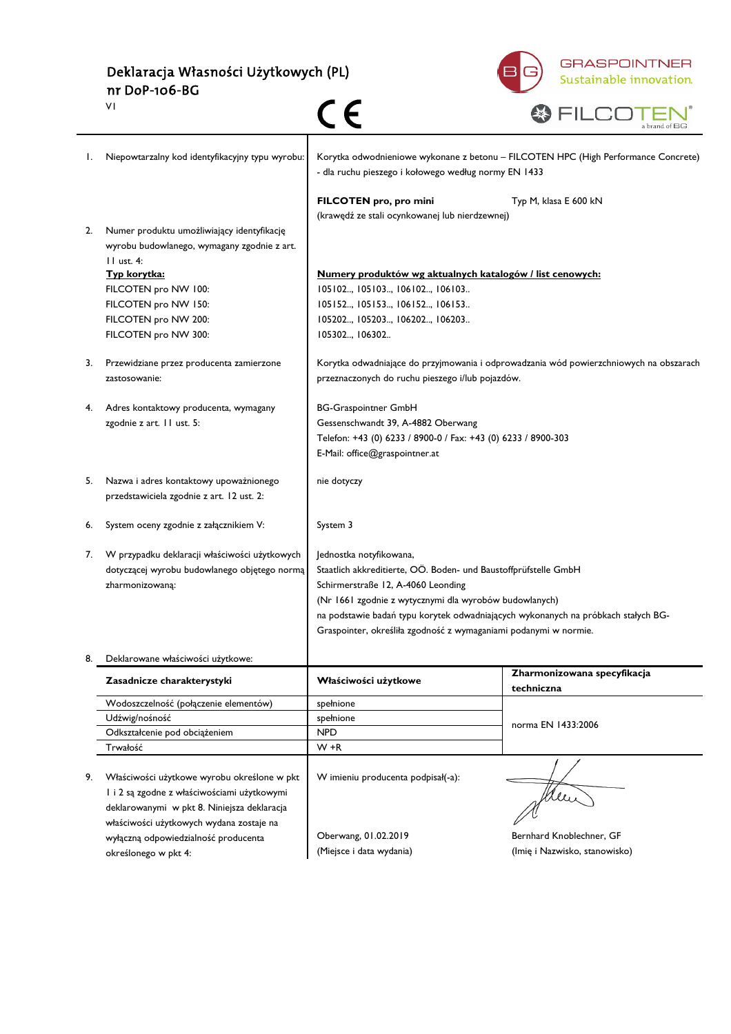# Deklaracja Własności Użytkowych (PL)

## nr DoP-106-BG

VI

CE

GRASPOINTNER Sustainable innovation.

FILCOTEN a brand of BG

| | | |
|---|---|---|
| 1. | Niepowtarzalny kod identyfikacyjny typu wyrobu: | Korytka odwodnieniowe wykonane z betonu – FILCOTEN HPC (High Performance Concrete) - dla ruchu pieszego i kołowego według normy EN 1433<br><br>**FILCOTEN pro, pro mini** Typ M, klasa E 600 kN<br>(krawędź ze stali ocynkowanej lub nierdzewnej) |
| 2. | Numer produktu umożliwiający identyfikację wyrobu budowlanego, wymagany zgodnie z art. 11 ust. 4:<br>**Typ korytka:**<br>FILCOTEN pro NW 100:<br>FILCOTEN pro NW 150:<br>FILCOTEN pro NW 200:<br>FILCOTEN pro NW 300: | **Numery produktów wg aktualnych katalogów / list cenowych:**<br>105102.., 105103.., 106102.., 106103..<br>105152.., 105153.., 106152.., 106153..<br>105202.., 105203.., 106202.., 106203..<br>105302.., 106302.. |
| 3. | Przewidziane przez producenta zamierzone zastosowanie: | Korytka odwadniające do przyjmowania i odprowadzania wód powierzchniowych na obszarach przeznaczonych do ruchu pieszego i/lub pojazdów. |
| 4. | Adres kontaktowy producenta, wymagany zgodnie z art. 11 ust. 5: | BG-Graspointner GmbH<br>Gessenschwandt 39, A-4882 Oberwang<br>Telefon: +43 (0) 6233 / 8900-0 / Fax: +43 (0) 6233 / 8900-303<br>E-Mail: office@graspointner.at |
| 5. | Nazwa i adres kontaktowy upoważnionego przedstawiciela zgodnie z art. 12 ust. 2: | nie dotyczy |
| 6. | System oceny zgodnie z załącznikiem V: | System 3 |
| 7. | W przypadku deklaracji właściwości użytkowych dotyczącej wyrobu budowlanego objętego normą zharmonizowaną: | Jednostka notyfikowana,<br>Staatlich akkreditierte, OÖ. Boden- und Baustoffprüfstelle GmbH<br>Schirmerstraße 12, A-4060 Leonding<br>(Nr 1661 zgodnie z wytycznymi dla wyrobów budowlanych)<br>na podstawie badań typu korytek odwadniających wykonanych na próbkach stałych BG-Graspointer, określiła zgodność z wymaganiami podanymi w normie. |
| 8. | Deklarowane właściwości użytkowe: | |

| Zasadnicze charakterystyki | Właściwości użytkowe | Zharmonizowana specyfikacja techniczna |
|---|---|---|
| Wodoszczelność (połączenie elementów) | spełnione | norma EN 1433:2006 |
| Udźwig/nośność | spełnione | |
| Odkształcenie pod obciążeniem | NPD | |
| Trwałość | W +R | |

| | | | |
|---|---|---|---|
| 9. | Właściwości użytkowe wyrobu określone w pkt 1 i 2 są zgodne z właściwościami użytkowymi deklarowanymi w pkt 8. Niniejsza deklaracja właściwości użytkowych wydana zostaje na wyłączną odpowiedzialność producenta określonego w pkt 4: | W imieniu producenta podpisał(-a):<br><br>Oberwang, 01.02.2019<br>(Miejsce i data wydania) | Bernhard Knoblechner, GF<br>(Imię i Nazwisko, stanowisko) |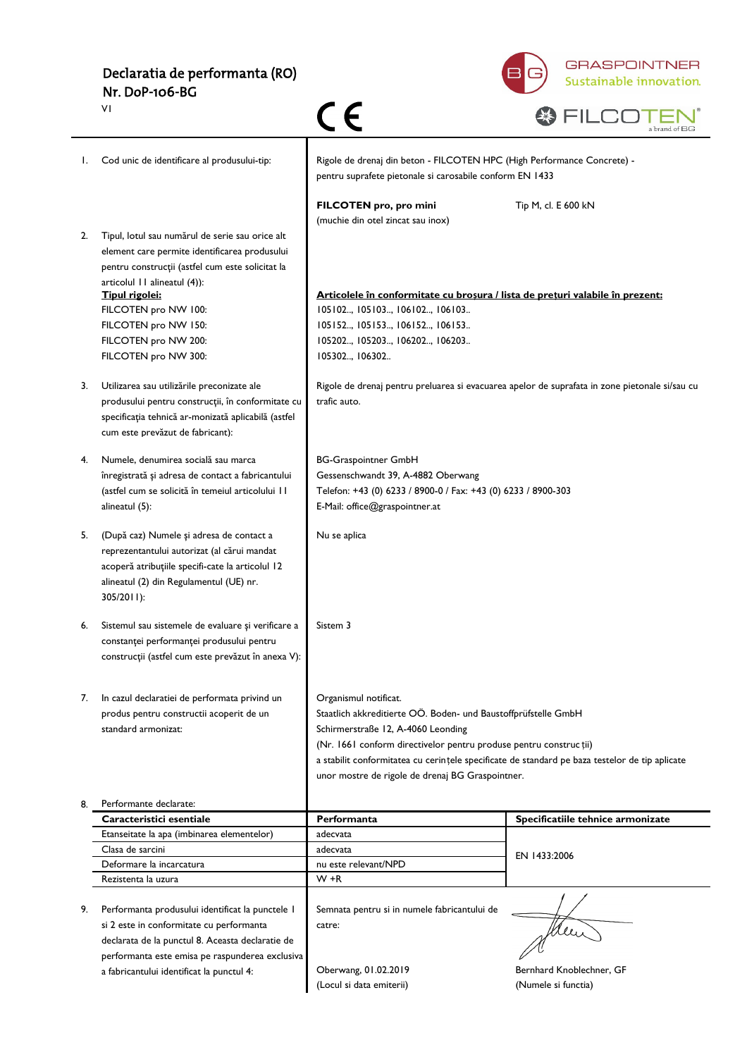# Declaratia de performanta (RO)

## Nr. DoP-106-BG

V1

CE

GRASPOINTNER
Sustainable innovation.

FILCOTEN® a brand of BG

1. Cod unic de identificare al produsului-tip:

Rigole de drenaj din beton - FILCOTEN HPC (High Performance Concrete) - pentru suprafete pietonale si carosabile conform EN 1433

**FILCOTEN pro, pro mini** (muchie din otel zincat sau inox) — Tip M, cl. E 600 kN

2. Tipul, lotul sau numărul de serie sau orice alt element care permite identificarea produsului pentru construcții (astfel cum este solicitat la articolul 11 alineatul (4)):

**Tipul rigolei:** — **Articolele în conformitate cu broșura / lista de prețuri valabile în prezent:**

FILCOTEN pro NW 100: 105102.., 105103.., 106102.., 106103..
FILCOTEN pro NW 150: 105152.., 105153.., 106152.., 106153..
FILCOTEN pro NW 200: 105202.., 105203.., 106202.., 106203..
FILCOTEN pro NW 300: 105302.., 106302..

3. Utilizarea sau utilizările preconizate ale produsului pentru construcții, în conformitate cu specificația tehnică ar-monizată aplicabilă (astfel cum este prevăzut de fabricant):

Rigole de drenaj pentru preluarea si evacuarea apelor de suprafata in zone pietonale si/sau cu trafic auto.

4. Numele, denumirea socială sau marca înregistrată și adresa de contact a fabricantului (astfel cum se solicită în temeiul articolului 11 alineatul (5):

BG-Graspointner GmbH
Gessenschwandt 39, A-4882 Oberwang
Telefon: +43 (0) 6233 / 8900-0 / Fax: +43 (0) 6233 / 8900-303
E-Mail: office@graspointner.at

5. (După caz) Numele și adresa de contact a reprezentantului autorizat (al cărui mandat acoperă atribuțiile specifi-cate la articolul 12 alineatul (2) din Regulamentul (UE) nr. 305/2011):

Nu se aplica

6. Sistemul sau sistemele de evaluare și verificare a constanței performanței produsului pentru construcții (astfel cum este prevăzut în anexa V):

Sistem 3

7. In cazul declaratiei de performata privind un produs pentru constructii acoperit de un standard armonizat:

Organismul notificat.
Staatlich akkreditierte OÖ. Boden- und Baustoffprüfstelle GmbH
Schirmerstraße 12, A-4060 Leonding
(Nr. 1661 conform directivelor pentru produse pentru construcții)
a stabilit conformitatea cu cerințele specificate de standard pe baza testelor de tip aplicate unor mostre de rigole de drenaj BG Graspointner.

8. Performante declarate:

| Caracteristici esentiale | Performanta | Specificatiile tehnice armonizate |
|---|---|---|
| Etanseitate la apa (imbinarea elementelor) | adecvata | EN 1433:2006 |
| Clasa de sarcini | adecvata | |
| Deformare la incarcatura | nu este relevant/NPD | |
| Rezistenta la uzura | W +R | |

9. Performanta produsului identificat la punctele 1 si 2 este in conformitate cu performanta declarata de la punctul 8. Aceasta declaratie de performanta este emisa pe raspunderea exclusiva a fabricantului identificat la punctul 4:

Semnata pentru si in numele fabricantului de catre:

Oberwang, 01.02.2019
(Locul si data emiterii)

Bernhard Knoblechner, GF
(Numele si functia)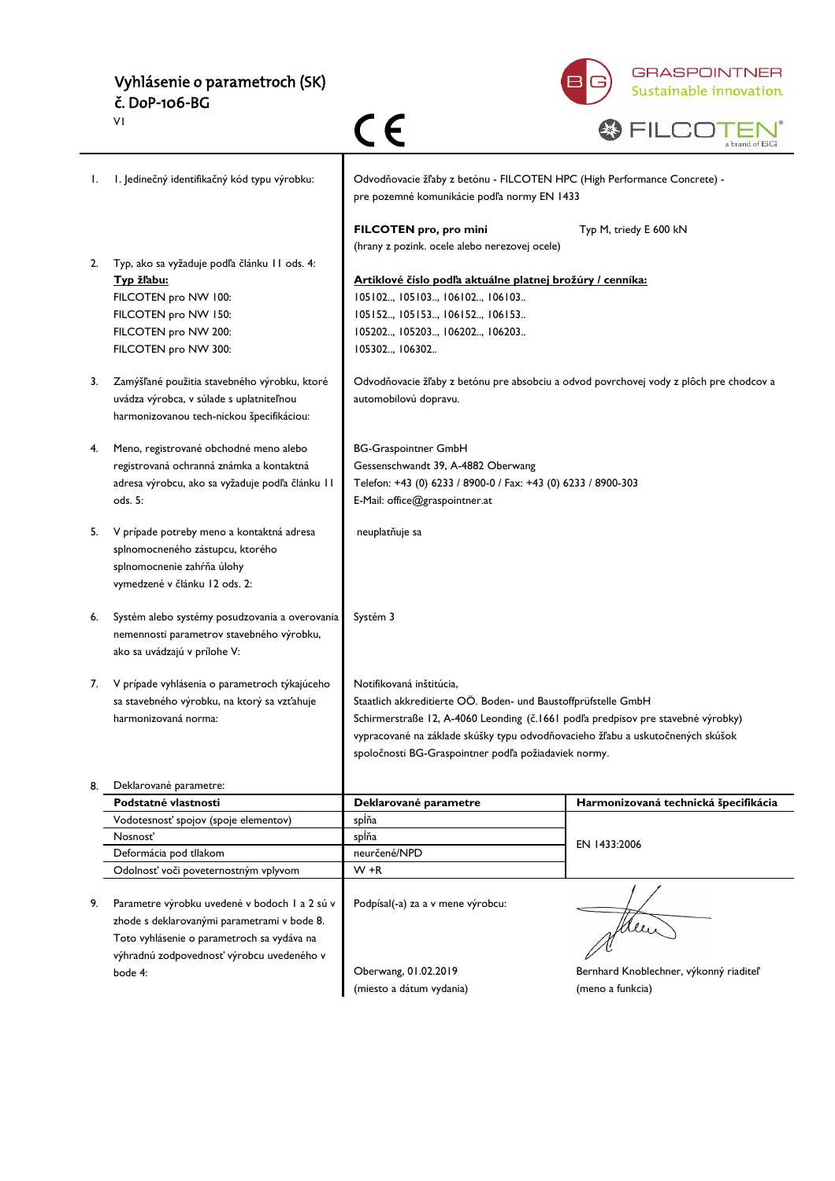# Vyhlásenie o parametroch (SK)

## č. DoP-106-BG

VI

CE

GRASPOINTNER Sustainable innovation.

FILCOTEN® a brand of BG

1. I. Jedinečný identifikačný kód typu výrobku:

   Odvodňovacie žľaby z betónu - FILCOTEN HPC (High Performance Concrete) - pre pozemné komunikácie podľa normy EN 1433

   **FILCOTEN pro, pro mini** Typ M, triedy E 600 kN
   (hrany z pozink. ocele alebo nerezovej ocele)

2. Typ, ako sa vyžaduje podľa článku 11 ods. 4:

| **Typ žľabu:** | **Artiklové číslo podľa aktuálne platnej brožúry / cenníka:** |
|---|---|
| FILCOTEN pro NW 100: | 105102.., 105103.., 106102.., 106103.. |
| FILCOTEN pro NW 150: | 105152.., 105153.., 106152.., 106153.. |
| FILCOTEN pro NW 200: | 105202.., 105203.., 106202.., 106203.. |
| FILCOTEN pro NW 300: | 105302.., 106302.. |

3. Zamýšľané použitia stavebného výrobku, ktoré uvádza výrobca, v súlade s uplatniteľnou harmonizovanou tech-nickou špecifikáciou:

   Odvodňovacie žľaby z betónu pre absobciu a odvod povrchovej vody z plôch pre chodcov a automobilovú dopravu.

4. Meno, registrované obchodné meno alebo registrovaná ochranná známka a kontaktná adresa výrobcu, ako sa vyžaduje podľa článku 11 ods. 5:

   BG-Graspointner GmbH
   Gessenschwandt 39, A-4882 Oberwang
   Telefon: +43 (0) 6233 / 8900-0 / Fax: +43 (0) 6233 / 8900-303
   E-Mail: office@graspointner.at

5. V prípade potreby meno a kontaktná adresa splnomocneného zástupcu, ktorého splnomocnenie zahŕňa úlohy vymedzené v článku 12 ods. 2:

   neuplatňuje sa

6. Systém alebo systémy posudzovania a overovania nemennosti parametrov stavebného výrobku, ako sa uvádzajú v prílohe V:

   Systém 3

7. V prípade vyhlásenia o parametroch týkajúceho sa stavebného výrobku, na ktorý sa vzťahuje harmonizovaná norma:

   Notifikovaná inštitúcia,
   Staatlich akkreditierte OÖ. Boden- und Baustoffprüfstelle GmbH
   Schirmerstraße 12, A-4060 Leonding (č.1661 podľa predpisov pre stavebné výrobky)
   vypracované na základe skúšky typu odvodňovacieho žľabu a uskutočnených skúšok spoločnosti BG-Graspointner podľa požiadaviek normy.

8. Deklarované parametre:

| Podstatné vlastnosti | Deklarované parametre | Harmonizovaná technická špecifikácia |
|---|---|---|
| Vodotesnosť spojov (spoje elementov) | spĺňa | EN 1433:2006 |
| Nosnosť | spĺňa | |
| Deformácia pod tlakom | neurčené/NPD | |
| Odolnosť voči poveternostným vplyvom | W +R | |

9. Parametre výrobku uvedené v bodoch 1 a 2 sú v zhode s deklarovanými parametrami v bode 8. Toto vyhlásenie o parametroch sa vydáva na výhradnú zodpovednosť výrobcu uvedeného v bode 4:

   Podpísal(-a) za a v mene výrobcu:

   Oberwang, 01.02.2019
   (miesto a dátum vydania)

   Bernhard Knoblechner, výkonný riaditeľ
   (meno a funkcia)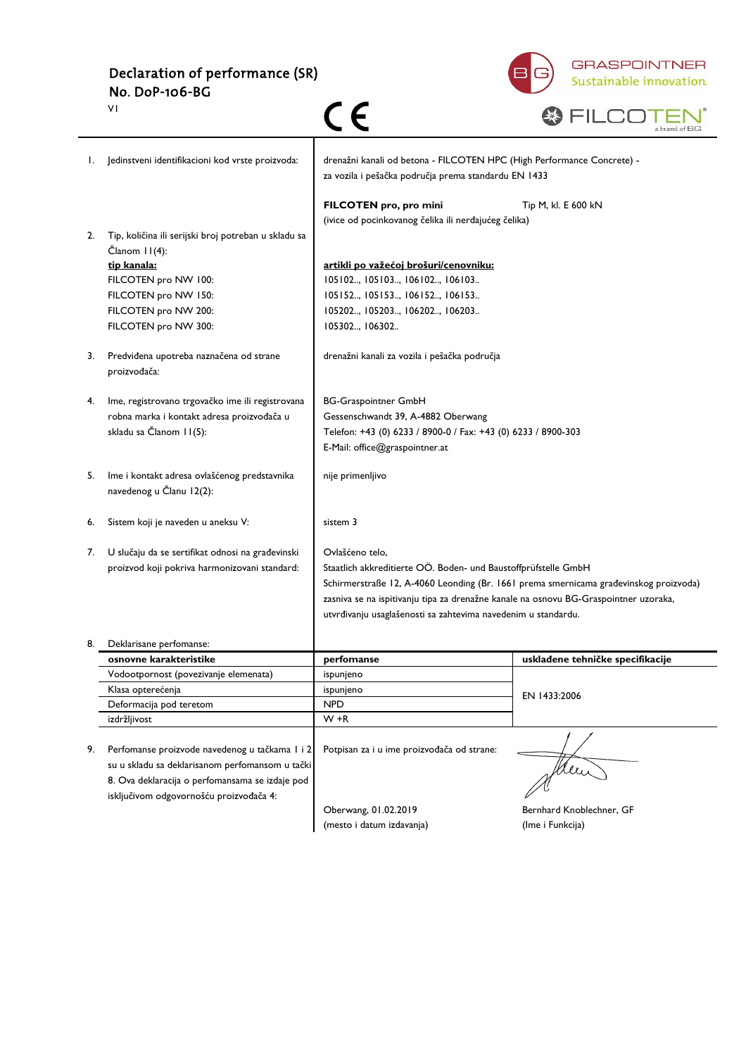# Declaration of performance (SR)

## No. DoP-106-BG

V1

CE

GRASPOINTNER Sustainable innovation.

FILCOTEN® a brand of BG

1. Jedinstveni identifikacioni kod vrste proizvoda:

drenažni kanali od betona - FILCOTEN HPC (High Performance Concrete) - za vozila i pešačka područja prema standardu EN 1433

**FILCOTEN pro, pro mini** Tip M, kl. E 600 kN

(ivice od pocinkovanog čelika ili nerđajućeg čelika)

2. Tip, količina ili serijski broj potreban u skladu sa Članom 11(4):

| **tip kanala:** | **artikli po važećoj brošuri/cenovniku:** |
|---|---|
| FILCOTEN pro NW 100: | 105102.., 105103.., 106102.., 106103.. |
| FILCOTEN pro NW 150: | 105152.., 105153.., 106152.., 106153.. |
| FILCOTEN pro NW 200: | 105202.., 105203.., 106202.., 106203.. |
| FILCOTEN pro NW 300: | 105302.., 106302.. |

3. Predviđena upotreba naznačena od strane proizvođača:

drenažni kanali za vozila i pešačka područja

4. Ime, registrovano trgovačko ime ili registrovana robna marka i kontakt adresa proizvođača u skladu sa Članom 11(5):

BG-Graspointner GmbH
Gessenschwandt 39, A-4882 Oberwang
Telefon: +43 (0) 6233 / 8900-0 / Fax: +43 (0) 6233 / 8900-303
E-Mail: office@graspointner.at

5. Ime i kontakt adresa ovlašćenog predstavnika navedenog u Članu 12(2):

nije primenljivo

6. Sistem koji je naveden u aneksu V:

sistem 3

7. U slučaju da se sertifikat odnosi na građevinski proizvod koji pokriva harmonizovani standard:

Ovlašćeno telo,
Staatlich akkreditierte OÖ. Boden- und Baustoffprüfstelle GmbH
Schirmerstraße 12, A-4060 Leonding (Br. 1661 prema smernicama građevinskog proizvoda) zasniva se na ispitivanju tipa za drenažne kanale na osnovu BG-Graspointner uzoraka, utvrđivanju usaglašenosti sa zahtevima navedenim u standardu.

8. Deklarisane perfomanse:

| **osnovne karakteristike** | **perfomanse** | **usklađene tehničke specifikacije** |
|---|---|---|
| Vodootpornost (povezivanje elemenata) | ispunjeno | EN 1433:2006 |
| Klasa opterećenja | ispunjeno | |
| Deformacija pod teretom | NPD | |
| izdržljivost | W +R | |

9. Perfomanse proizvode navedenog u tačkama 1 i 2 su u skladu sa deklarisanom perfomansom u tački 8. Ova deklaracija o perfomansama se izdaje pod isključivom odgovornošću proizvođača 4:

Potpisan za i u ime proizvođača od strane:

Oberwang, 01.02.2019
(mesto i datum izdavanja)

Bernhard Knoblechner, GF
(Ime i Funkcija)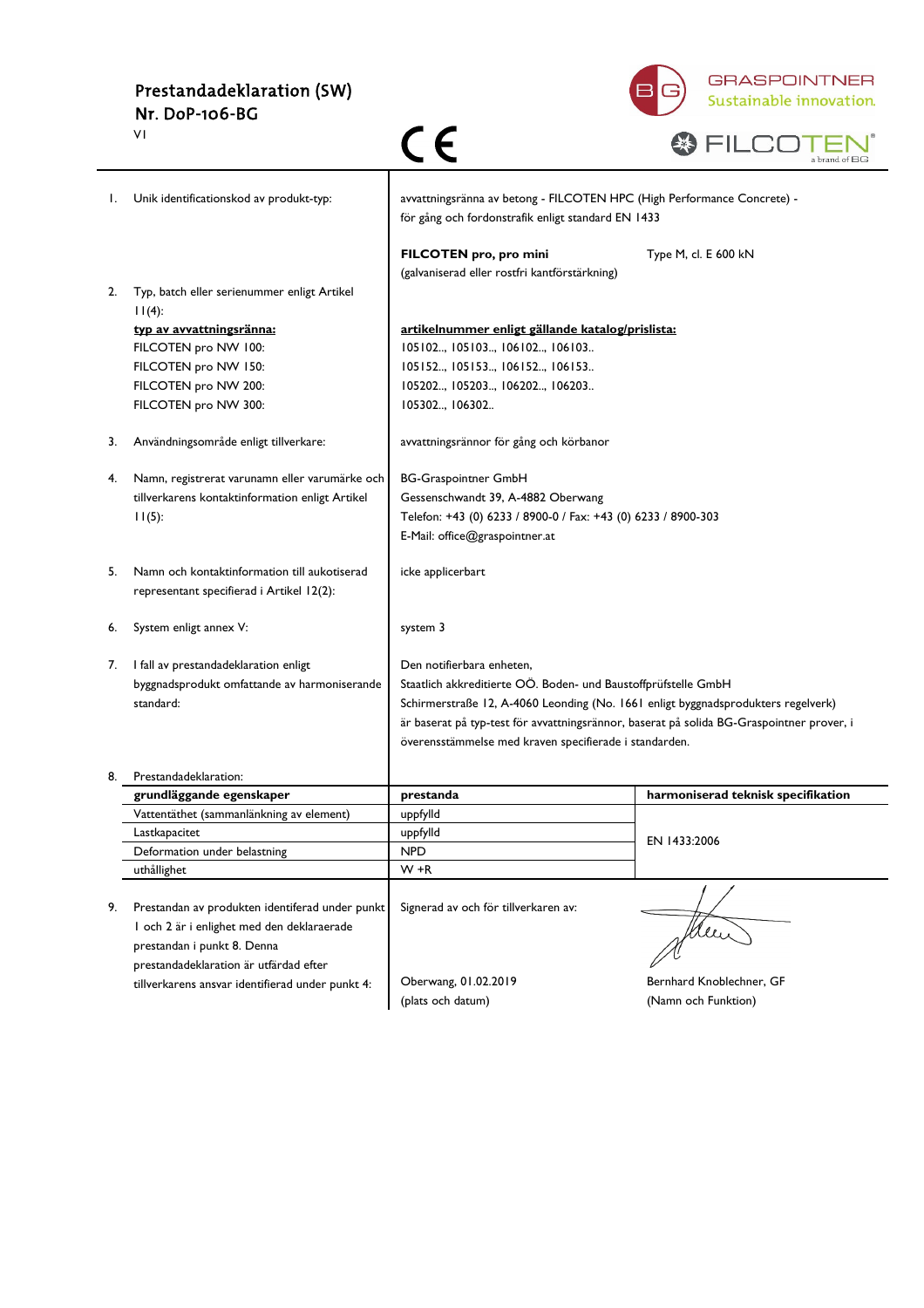# Prestandadeklaration (SW)

## Nr. DoP-106-BG

V1

GRASPOINTNER
Sustainable innovation.

FILCOTEN®
a brand of BG

CE

| | | |
|---|---|---|
| 1. Unik identificationskod av produkt-typ: | avvattningsränna av betong - FILCOTEN HPC (High Performance Concrete) - för gång och fordonstrafik enligt standard EN 1433 | |
| | **FILCOTEN pro, pro mini** (galvaniserad eller rostfri kantförstärkning) | Type M, cl. E 600 kN |
| 2. Typ, batch eller serienummer enligt Artikel 11(4): | | |
| **typ av avvattningsränna:** | **artikelnummer enligt gällande katalog/prislista:** | |
| FILCOTEN pro NW 100: | 105102.., 105103.., 106102.., 106103.. | |
| FILCOTEN pro NW 150: | 105152.., 105153.., 106152.., 106153.. | |
| FILCOTEN pro NW 200: | 105202.., 105203.., 106202.., 106203.. | |
| FILCOTEN pro NW 300: | 105302.., 106302.. | |
| 3. Användningsområde enligt tillverkare: | avvattningsrännor för gång och körbanor | |
| 4. Namn, registrerat varunamn eller varumärke och tillverkarens kontaktinformation enligt Artikel 11(5): | BG-Graspointner GmbH<br>Gessenschwandt 39, A-4882 Oberwang<br>Telefon: +43 (0) 6233 / 8900-0 / Fax: +43 (0) 6233 / 8900-303<br>E-Mail: office@graspointner.at | |
| 5. Namn och kontaktinformation till aukotiserad representant specifierad i Artikel 12(2): | icke applicerbart | |
| 6. System enligt annex V: | system 3 | |
| 7. I fall av prestandadeklaration enligt byggnadsprodukt omfattande av harmoniserande standard: | Den notifierbara enheten,<br>Staatlich akkreditierte OÖ. Boden- und Baustoffprüfstelle GmbH<br>Schirmerstraße 12, A-4060 Leonding (No. 1661 enligt byggnadsprodukters regelverk)<br>är baserat på typ-test för avvattningsrännor, baserat på solida BG-Graspointner prover, i överensstämmelse med kraven specifierade i standarden. | |

8. Prestandadeklaration:

| **grundläggande egenskaper** | **prestanda** | **harmoniserad teknisk specifikation** |
|---|---|---|
| Vattentäthet (sammanlänkning av element) | uppfylld | EN 1433:2006 |
| Lastkapacitet | uppfylld | |
| Deformation under belastning | NPD | |
| uthållighet | W +R | |

| | | |
|---|---|---|
| 9. Prestandan av produkten identiferad under punkt 1 och 2 är i enlighet med deklaraerade prestandan i punkt 8. Denna prestandadeklaration är utfärdad efter tillverkarens ansvar identifierad under punkt 4: | Signerad av och för tillverkaren av: | |
| | Oberwang, 01.02.2019<br>(plats och datum) | Bernhard Knoblechner, GF<br>(Namn och Funktion) |